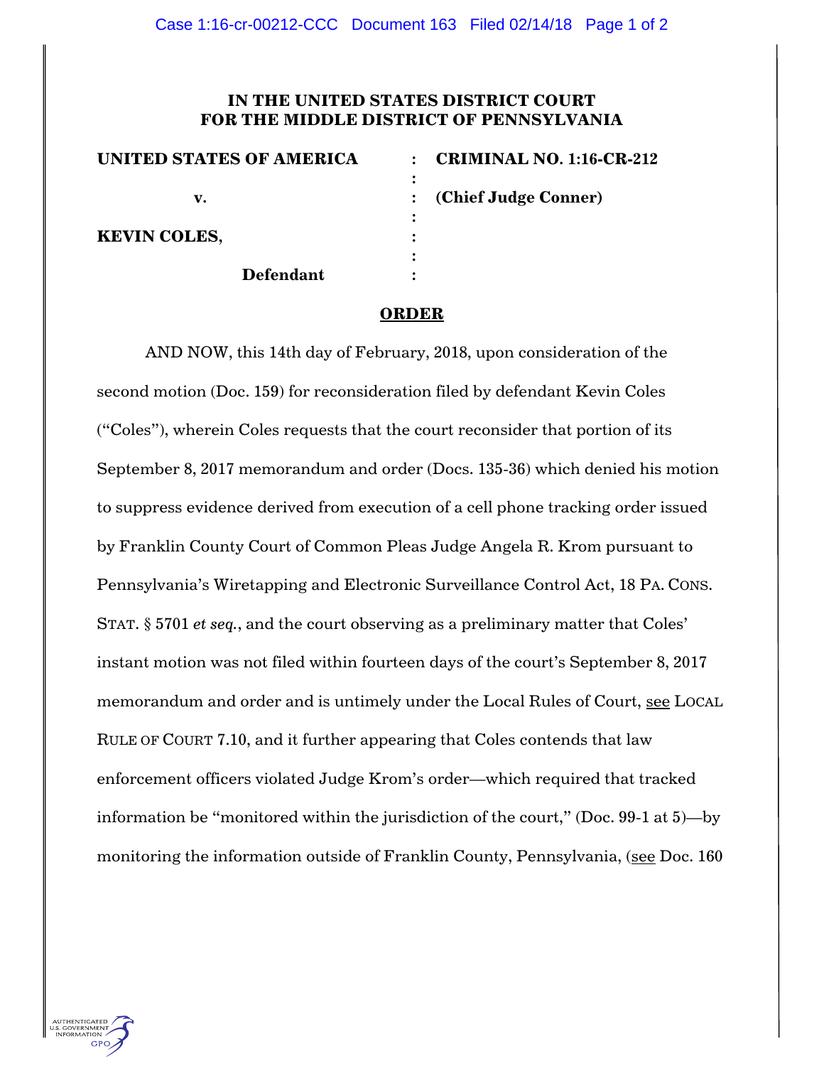# IN THE UNITED STATES DISTRICT COURT FOR THE MIDDLE DISTRICT OF PENNSYLVANIA

| | | |
|---|---|---|
| **UNITED STATES OF AMERICA** | : | **CRIMINAL NO. 1:16-CR-212** |
| | : | |
| **v.** | : | **(Chief Judge Conner)** |
| | : | |
| **KEVIN COLES,** | : | |
| | : | |
| **Defendant** | : | |

## ORDER

AND NOW, this 14th day of February, 2018, upon consideration of the second motion (Doc. 159) for reconsideration filed by defendant Kevin Coles ("Coles"), wherein Coles requests that the court reconsider that portion of its September 8, 2017 memorandum and order (Docs. 135-36) which denied his motion to suppress evidence derived from execution of a cell phone tracking order issued by Franklin County Court of Common Pleas Judge Angela R. Krom pursuant to Pennsylvania's Wiretapping and Electronic Surveillance Control Act, 18 PA. CONS. STAT. § 5701 *et seq.*, and the court observing as a preliminary matter that Coles' instant motion was not filed within fourteen days of the court's September 8, 2017 memorandum and order and is untimely under the Local Rules of Court, see LOCAL RULE OF COURT 7.10, and it further appearing that Coles contends that law enforcement officers violated Judge Krom's order—which required that tracked information be "monitored within the jurisdiction of the court," (Doc. 99-1 at 5)—by monitoring the information outside of Franklin County, Pennsylvania, (see Doc. 160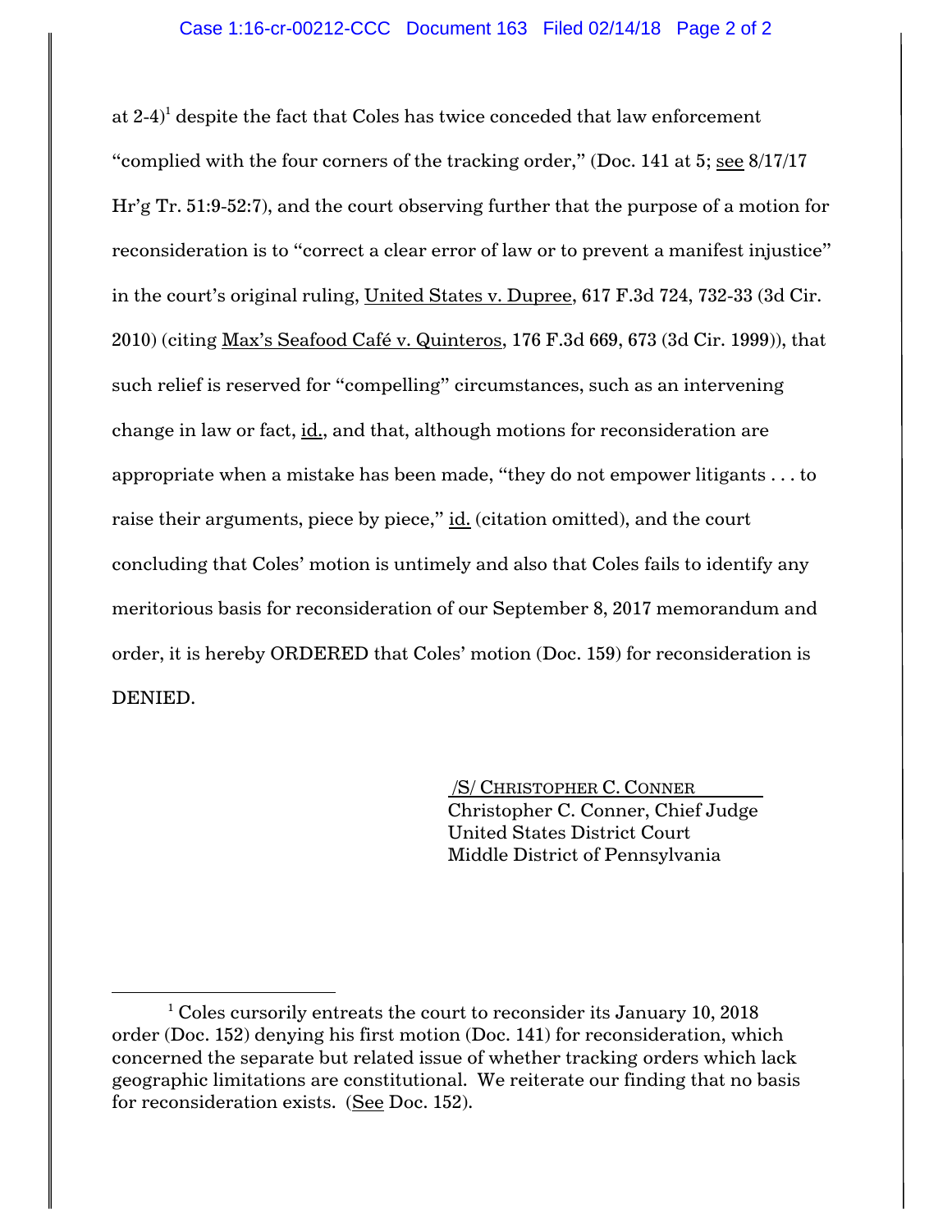at 2-4)[1] despite the fact that Coles has twice conceded that law enforcement "complied with the four corners of the tracking order," (Doc. 141 at 5; see 8/17/17 Hr'g Tr. 51:9-52:7), and the court observing further that the purpose of a motion for reconsideration is to "correct a clear error of law or to prevent a manifest injustice" in the court's original ruling, United States v. Dupree, 617 F.3d 724, 732-33 (3d Cir. 2010) (citing Max's Seafood Café v. Quinteros, 176 F.3d 669, 673 (3d Cir. 1999)), that such relief is reserved for "compelling" circumstances, such as an intervening change in law or fact, id., and that, although motions for reconsideration are appropriate when a mistake has been made, "they do not empower litigants . . . to raise their arguments, piece by piece," id. (citation omitted), and the court concluding that Coles' motion is untimely and also that Coles fails to identify any meritorious basis for reconsideration of our September 8, 2017 memorandum and order, it is hereby ORDERED that Coles' motion (Doc. 159) for reconsideration is DENIED.

/S/ CHRISTOPHER C. CONNER
Christopher C. Conner, Chief Judge
United States District Court
Middle District of Pennsylvania

[1] Coles cursorily entreats the court to reconsider its January 10, 2018 order (Doc. 152) denying his first motion (Doc. 141) for reconsideration, which concerned the separate but related issue of whether tracking orders which lack geographic limitations are constitutional. We reiterate our finding that no basis for reconsideration exists. (See Doc. 152).